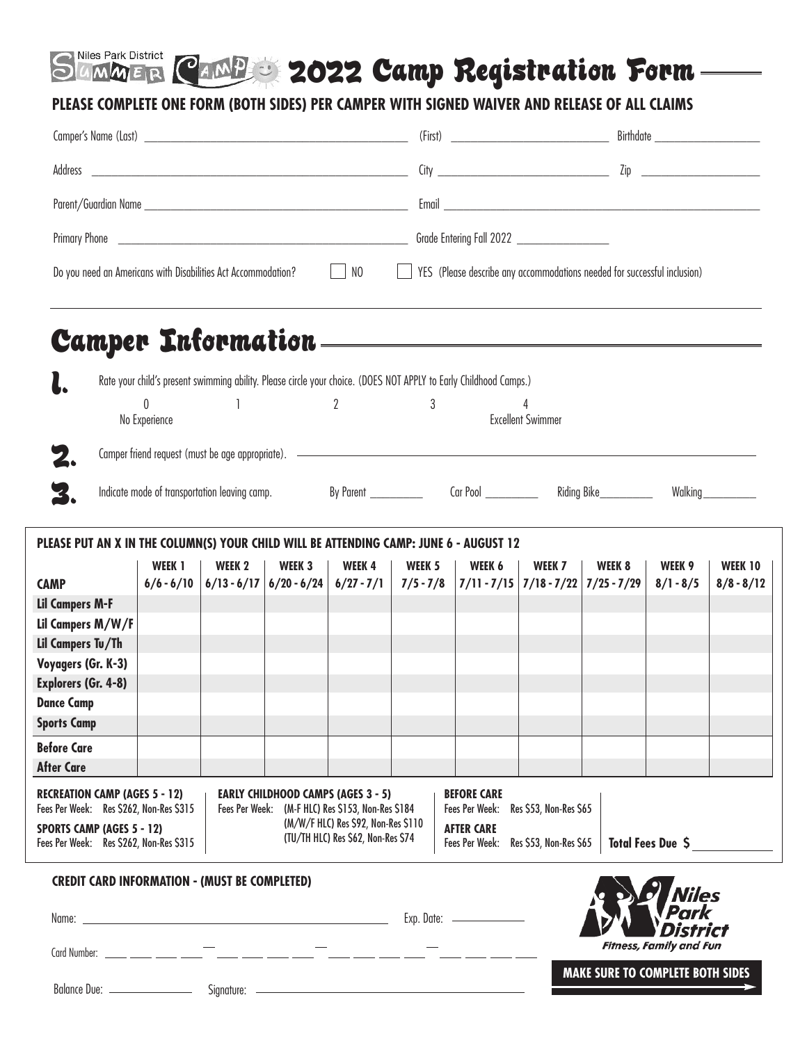# Niles Park District Summer Camp 2022 Camp Registration Form

**PLEASE COMPLETE ONE FORM (BOTH SIDES) PER CAMPER WITH SIGNED WAIVER AND RELEASE OF ALL CLAIMS**

Camper's Name (Last) ______________________ (First) ______________________ Birthdate ______________

Address ______________________ City ______________________ Zip ______________

Parent/Guardian Name ______________________ Email ______________________

Primary Phone ______________________ Grade Entering Fall 2022 ______________

Do you need an Americans with Disabilities Act Accommodation? ☐ NO ☐ YES (Please describe any accommodations needed for successful inclusion)

## Camper Information

**1.** Rate your child's present swimming ability. Please circle your choice. (DOES NOT APPLY to Early Childhood Camps.)

0 (No Experience) 1 2 3 4 (Excellent Swimmer)

**2.** Camper friend request (must be age appropriate). ______________________

**3.** Indicate mode of transportation leaving camp. By Parent ________ Car Pool ________ Riding Bike________ Walking________

**PLEASE PUT AN X IN THE COLUMN(S) YOUR CHILD WILL BE ATTENDING CAMP: JUNE 6 - AUGUST 12**

| CAMP | WEEK 1 6/6 - 6/10 | WEEK 2 6/13 - 6/17 | WEEK 3 6/20 - 6/24 | WEEK 4 6/27 - 7/1 | WEEK 5 7/5 - 7/8 | WEEK 6 7/11 - 7/15 | WEEK 7 7/18 - 7/22 | WEEK 8 7/25 - 7/29 | WEEK 9 8/1 - 8/5 | WEEK 10 8/8 - 8/12 |
|---|---|---|---|---|---|---|---|---|---|---|
| **Lil Campers M-F** | | | | | | | | | | |
| **Lil Campers M/W/F** | | | | | | | | | | |
| **Lil Campers Tu/Th** | | | | | | | | | | |
| **Voyagers (Gr. K-3)** | | | | | | | | | | |
| **Explorers (Gr. 4-8)** | | | | | | | | | | |
| **Dance Camp** | | | | | | | | | | |
| **Sports Camp** | | | | | | | | | | |
| **Before Care** | | | | | | | | | | |
| **After Care** | | | | | | | | | | |

**RECREATION CAMP (AGES 5 - 12)**
Fees Per Week: Res $262, Non-Res $315

**SPORTS CAMP (AGES 5 - 12)**
Fees Per Week: Res $262, Non-Res $315

**EARLY CHILDHOOD CAMPS (AGES 3 - 5)**
Fees Per Week: (M-F HLC) Res $153, Non-Res $184
(M/W/F HLC) Res $92, Non-Res $110
(TU/TH HLC) Res $62, Non-Res $74

**BEFORE CARE**
Fees Per Week: Res $53, Non-Res $65

**AFTER CARE**
Fees Per Week: Res $53, Non-Res $65

**Total Fees Due $** ____________

**CREDIT CARD INFORMATION - (MUST BE COMPLETED)**

Name: ______________________ Exp. Date: ____________

Card Number: ____ ____ ____ ____ – ____ ____ ____ ____ – ____ ____ ____ ____ – ____ ____ ____ ____

Balance Due: ____________ Signature: ______________________

Niles Park District
*Fitness, Family and Fun*

**MAKE SURE TO COMPLETE BOTH SIDES**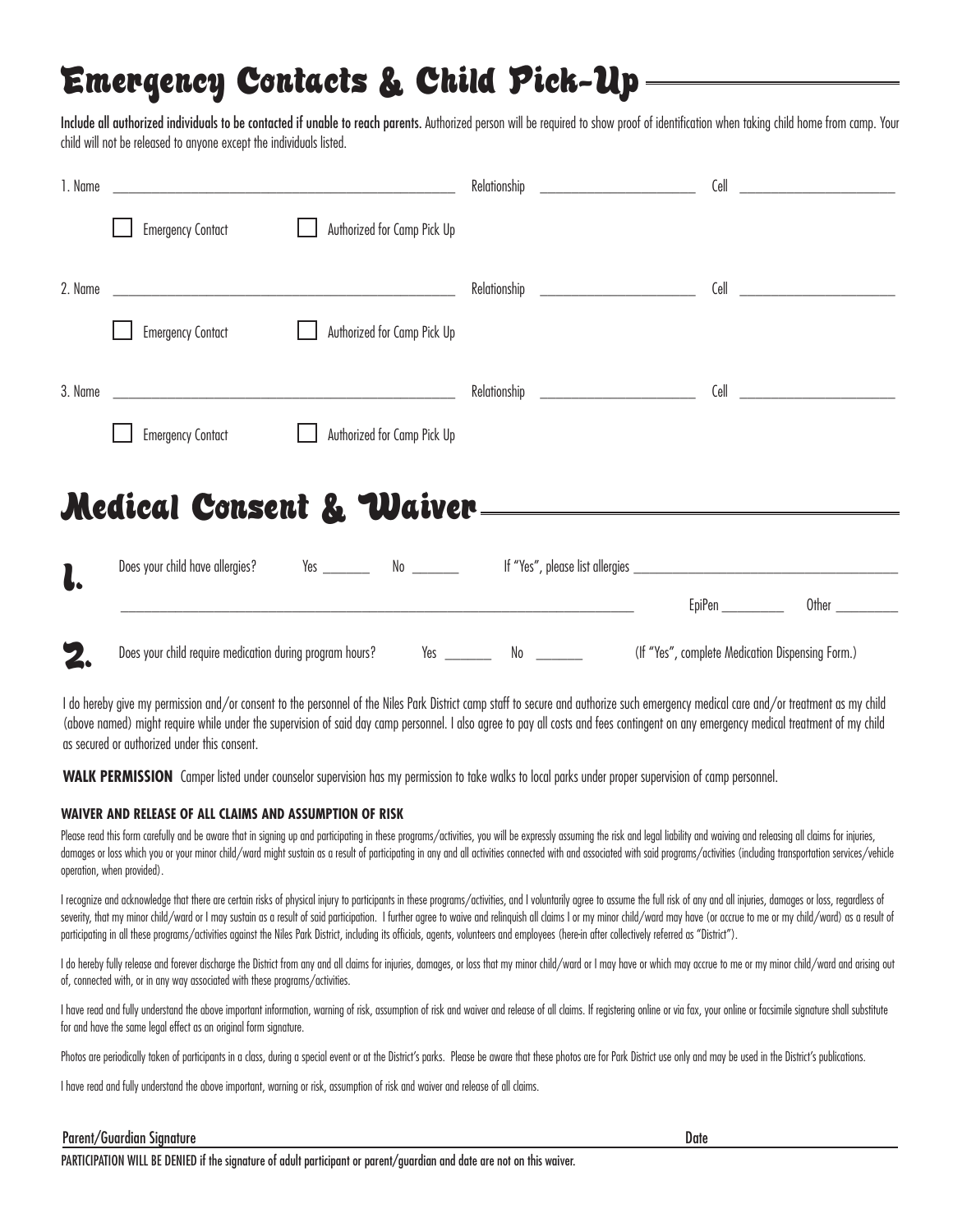# Emergency Contacts & Child Pick-Up

**Include all authorized individuals to be contacted if unable to reach parents.** Authorized person will be required to show proof of identification when taking child home from camp. Your child will not be released to anyone except the individuals listed.

1. Name ______________________________ Relationship ______________ Cell ______________

   ☐ Emergency Contact ☐ Authorized for Camp Pick Up

2. Name ______________________________ Relationship ______________ Cell ______________

   ☐ Emergency Contact ☐ Authorized for Camp Pick Up

3. Name ______________________________ Relationship ______________ Cell ______________

   ☐ Emergency Contact ☐ Authorized for Camp Pick Up

# Medical Consent & Waiver

**1.** Does your child have allergies? Yes _______ No _______ If "Yes", please list allergies ______________________________

______________________________________________ EpiPen _________ Other _________

**2.** Does your child require medication during program hours? Yes _______ No _______ (If "Yes", complete Medication Dispensing Form.)

I do hereby give my permission and/or consent to the personnel of the Niles Park District camp staff to secure and authorize such emergency medical care and/or treatment as my child (above named) might require while under the supervision of said day camp personnel. I also agree to pay all costs and fees contingent on any emergency medical treatment of my child as secured or authorized under this consent.

**WALK PERMISSION** Camper listed under counselor supervision has my permission to take walks to local parks under proper supervision of camp personnel.

**WAIVER AND RELEASE OF ALL CLAIMS AND ASSUMPTION OF RISK**

Please read this form carefully and be aware that in signing up and participating in these programs/activities, you will be expressly assuming the risk and legal liability and waiving and releasing all claims for injuries, damages or loss which you or your minor child/ward might sustain as a result of participating in any and all activities connected with and associated with said programs/activities (including transportation services/vehicle operation, when provided).

I recognize and acknowledge that there are certain risks of physical injury to participants in these programs/activities, and I voluntarily agree to assume the full risk of any and all injuries, damages or loss, regardless of severity, that my minor child/ward or I may sustain as a result of said participation. I further agree to waive and relinquish all claims I or my minor child/ward may have (or accrue to me or my child/ward) as a result of participating in all these programs/activities against the Niles Park District, including its officials, agents, volunteers and employees (here-in after collectively referred as "District").

I do hereby fully release and forever discharge the District from any and all claims for injuries, damages, or loss that my minor child/ward or I may have or which may accrue to me or my minor child/ward and arising out of, connected with, or in any way associated with these programs/activities.

I have read and fully understand the above important information, warning of risk, assumption of risk and waiver and release of all claims. If registering online or via fax, your online or facsimile signature shall substitute for and have the same legal effect as an original form signature.

Photos are periodically taken of participants in a class, during a special event or at the District's parks. Please be aware that these photos are for Park District use only and may be used in the District's publications.

I have read and fully understand the above important, warning or risk, assumption of risk and waiver and release of all claims.

Parent/Guardian Signature ______________________________ Date ______________

PARTICIPATION WILL BE DENIED if the signature of adult participant or parent/guardian and date are not on this waiver.